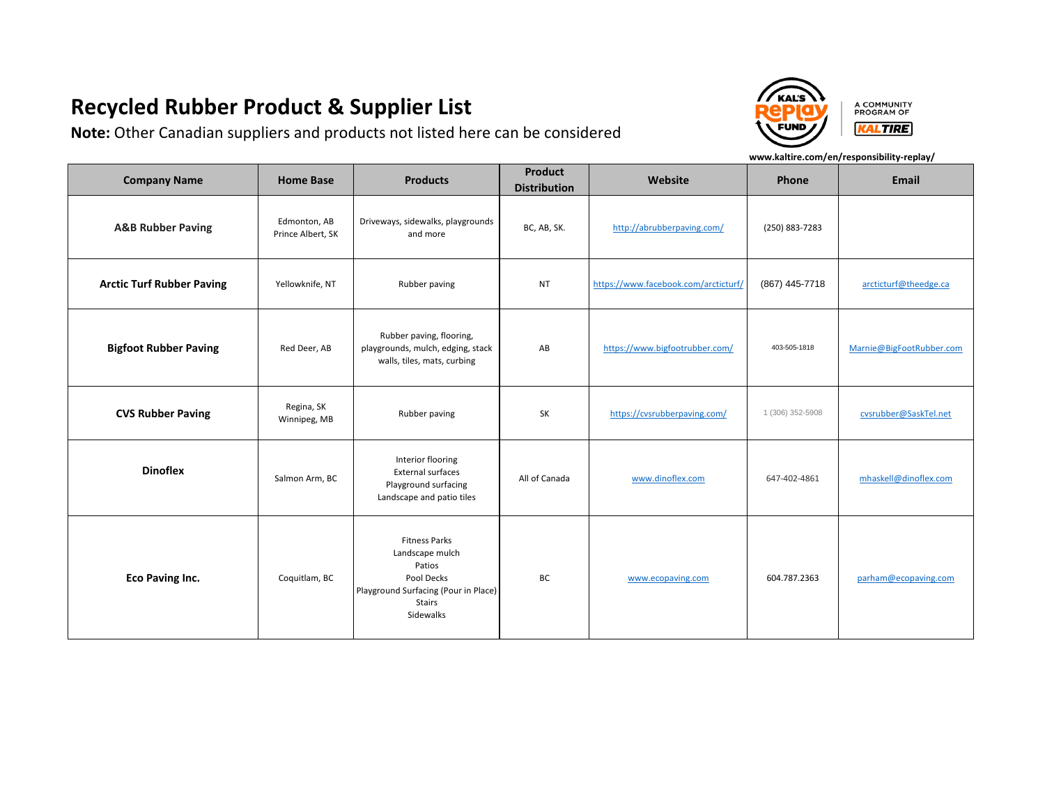# Recycled Rubber Product & Supplier List

**Note:** Other Canadian suppliers and products not listed here can be considered

KAL'S RePlay FUND — A COMMUNITY PROGRAM OF KALTIRE

www.kaltire.com/en/responsibility-replay/

| Company Name | Home Base | Products | Product Distribution | Website | Phone | Email |
|---|---|---|---|---|---|---|
| **A&B Rubber Paving** | Edmonton, AB<br>Prince Albert, SK | Driveways, sidewalks, playgrounds and more | BC, AB, SK. | http://abrubberpaving.com/ | (250) 883-7283 | |
| **Arctic Turf Rubber Paving** | Yellowknife, NT | Rubber paving | NT | https://www.facebook.com/arcticturf/ | (867) 445-7718 | arcticturf@theedge.ca |
| **Bigfoot Rubber Paving** | Red Deer, AB | Rubber paving, flooring, playgrounds, mulch, edging, stack walls, tiles, mats, curbing | AB | https://www.bigfootrubber.com/ | 403-505-1818 | Marnie@BigFootRubber.com |
| **CVS Rubber Paving** | Regina, SK<br>Winnipeg, MB | Rubber paving | SK | https://cvsrubberpaving.com/ | 1 (306) 352-5908 | cvsrubber@SaskTel.net |
| **Dinoflex** | Salmon Arm, BC | Interior flooring<br>External surfaces<br>Playground surfacing<br>Landscape and patio tiles | All of Canada | www.dinoflex.com | 647-402-4861 | mhaskell@dinoflex.com |
| **Eco Paving Inc.** | Coquitlam, BC | Fitness Parks<br>Landscape mulch<br>Patios<br>Pool Decks<br>Playground Surfacing (Pour in Place)<br>Stairs<br>Sidewalks | BC | www.ecopaving.com | 604.787.2363 | parham@ecopaving.com |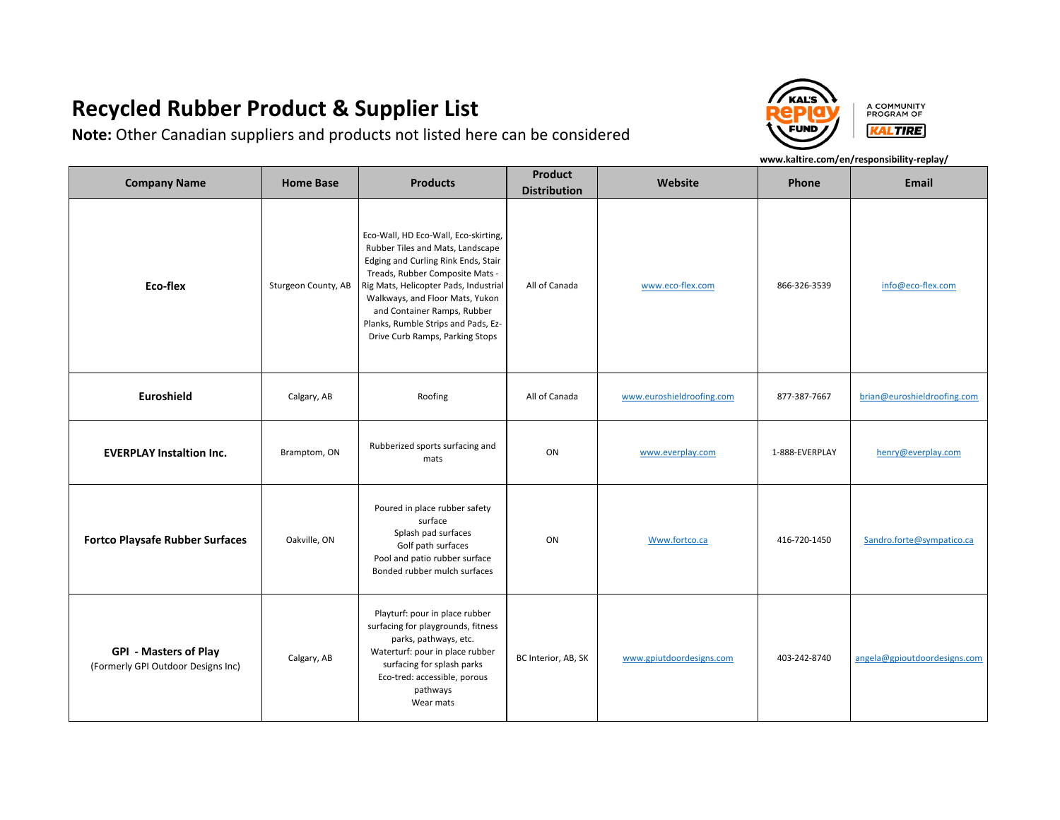# Recycled Rubber Product & Supplier List

**Note:** Other Canadian suppliers and products not listed here can be considered

KAL'S REPLAY FUND — A COMMUNITY PROGRAM OF KALTIRE

www.kaltire.com/en/responsibility-replay/

| Company Name | Home Base | Products | Product Distribution | Website | Phone | Email |
|---|---|---|---|---|---|---|
| **Eco-flex** | Sturgeon County, AB | Eco-Wall, HD Eco-Wall, Eco-skirting, Rubber Tiles and Mats, Landscape Edging and Curling Rink Ends, Stair Treads, Rubber Composite Mats - Rig Mats, Helicopter Pads, Industrial Walkways, and Floor Mats, Yukon and Container Ramps, Rubber Planks, Rumble Strips and Pads, Ez-Drive Curb Ramps, Parking Stops | All of Canada | www.eco-flex.com | 866-326-3539 | info@eco-flex.com |
| **Euroshield** | Calgary, AB | Roofing | All of Canada | www.euroshieldroofing.com | 877-387-7667 | brian@euroshieldroofing.com |
| **EVERPLAY Instaltion Inc.** | Brampton, ON | Rubberized sports surfacing and mats | ON | www.everplay.com | 1-888-EVERPLAY | henry@everplay.com |
| **Fortco Playsafe Rubber Surfaces** | Oakville, ON | Poured in place rubber safety surface<br>Splash pad surfaces<br>Golf path surfaces<br>Pool and patio rubber surface<br>Bonded rubber mulch surfaces | ON | Www.fortco.ca | 416-720-1450 | Sandro.forte@sympatico.ca |
| **GPI - Masters of Play** (Formerly GPI Outdoor Designs Inc) | Calgary, AB | Playturf: pour in place rubber surfacing for playgrounds, fitness parks, pathways, etc.<br>Waterturf: pour in place rubber surfacing for splash parks<br>Eco-tred: accessible, porous pathways<br>Wear mats | BC Interior, AB, SK | www.gpiutdoordesigns.com | 403-242-8740 | angela@gpioutdoordesigns.com |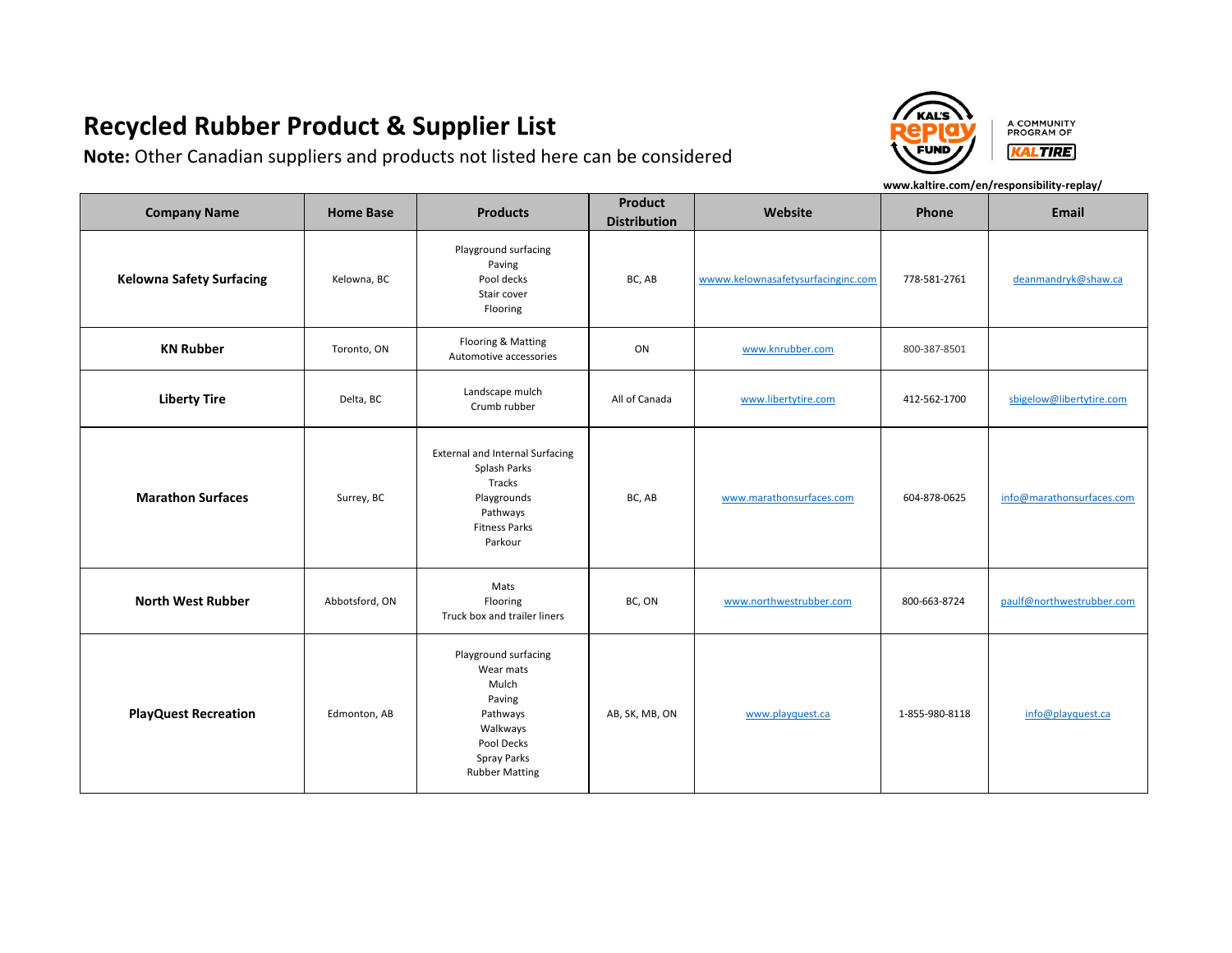# Recycled Rubber Product & Supplier List

**Note:** Other Canadian suppliers and products not listed here can be considered

www.kaltire.com/en/responsibility-replay/

| Company Name | Home Base | Products | Product Distribution | Website | Phone | Email |
|---|---|---|---|---|---|---|
| **Kelowna Safety Surfacing** | Kelowna, BC | Playground surfacing<br>Paving<br>Pool decks<br>Stair cover<br>Flooring | BC, AB | wwww.kelownasafetysurfacinginc.com | 778-581-2761 | deanmandryk@shaw.ca |
| **KN Rubber** | Toronto, ON | Flooring & Matting<br>Automotive accessories | ON | www.knrubber.com | 800-387-8501 | |
| **Liberty Tire** | Delta, BC | Landscape mulch<br>Crumb rubber | All of Canada | www.libertytire.com | 412-562-1700 | sbigelow@libertytire.com |
| **Marathon Surfaces** | Surrey, BC | External and Internal Surfacing<br>Splash Parks<br>Tracks<br>Playgrounds<br>Pathways<br>Fitness Parks<br>Parkour | BC, AB | www.marathonsurfaces.com | 604-878-0625 | info@marathonsurfaces.com |
| **North West Rubber** | Abbotsford, ON | Mats<br>Flooring<br>Truck box and trailer liners | BC, ON | www.northwestrubber.com | 800-663-8724 | paulf@northwestrubber.com |
| **PlayQuest Recreation** | Edmonton, AB | Playground surfacing<br>Wear mats<br>Mulch<br>Paving<br>Pathways<br>Walkways<br>Pool Decks<br>Spray Parks<br>Rubber Matting | AB, SK, MB, ON | www.playquest.ca | 1-855-980-8118 | info@playquest.ca |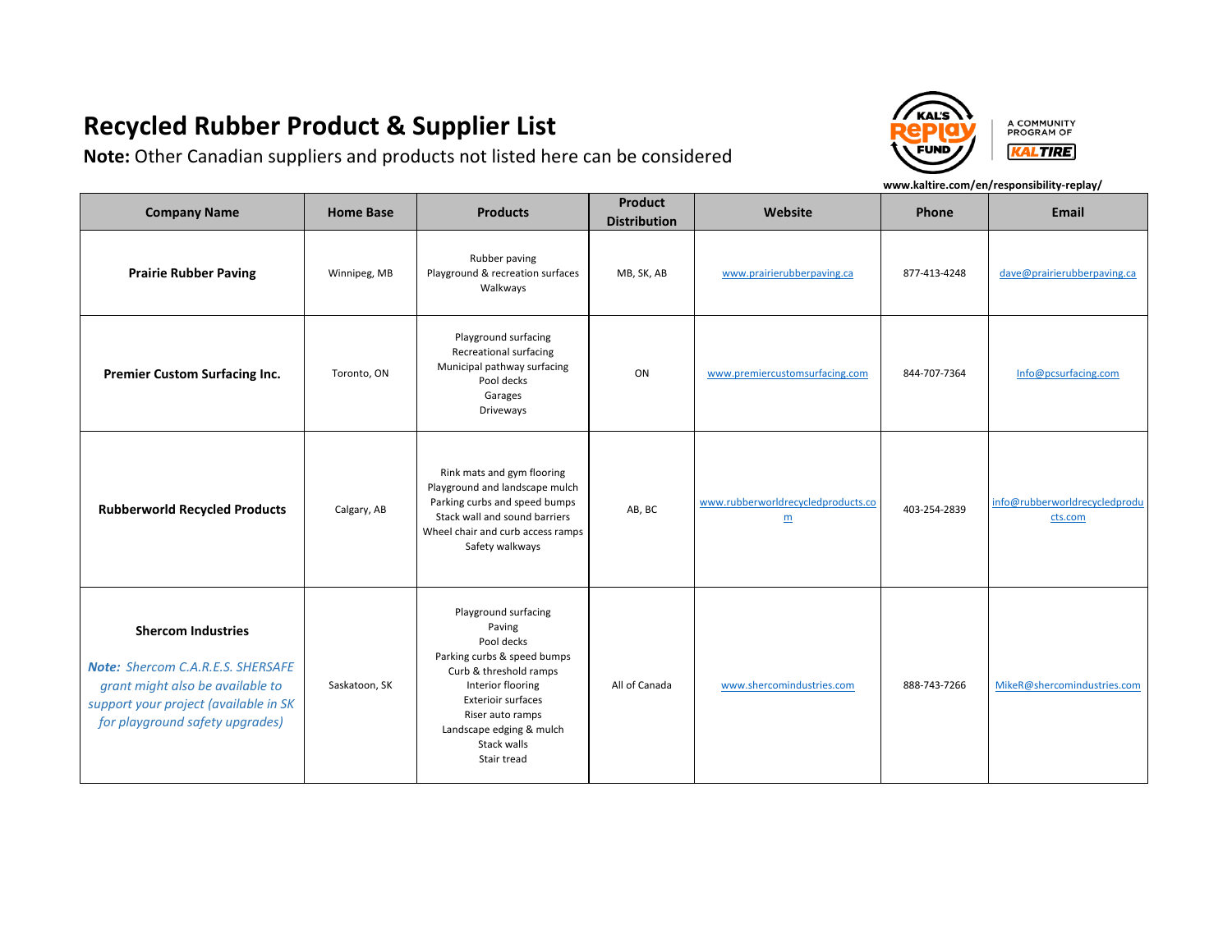# Recycled Rubber Product & Supplier List

**Note:** Other Canadian suppliers and products not listed here can be considered

KAL'S RePlay FUND — A COMMUNITY PROGRAM OF KALTIRE

www.kaltire.com/en/responsibility-replay/

| Company Name | Home Base | Products | Product Distribution | Website | Phone | Email |
|---|---|---|---|---|---|---|
| **Prairie Rubber Paving** | Winnipeg, MB | Rubber paving<br>Playground & recreation surfaces<br>Walkways | MB, SK, AB | www.prairierubberpaving.ca | 877-413-4248 | dave@prairierubberpaving.ca |
| **Premier Custom Surfacing Inc.** | Toronto, ON | Playground surfacing<br>Recreational surfacing<br>Municipal pathway surfacing<br>Pool decks<br>Garages<br>Driveways | ON | www.premiercustomsurfacing.com | 844-707-7364 | Info@pcsurfacing.com |
| **Rubberworld Recycled Products** | Calgary, AB | Rink mats and gym flooring<br>Playground and landscape mulch<br>Parking curbs and speed bumps<br>Stack wall and sound barriers<br>Wheel chair and curb access ramps<br>Safety walkways | AB, BC | www.rubberworldrecycledproducts.com | 403-254-2839 | info@rubberworldrecycledproducts.com |
| **Shercom Industries**<br><br>***Note:*** *Shercom C.A.R.E.S. SHERSAFE grant might also be available to support your project (available in SK for playground safety upgrades)* | Saskatoon, SK | Playground surfacing<br>Paving<br>Pool decks<br>Parking curbs & speed bumps<br>Curb & threshold ramps<br>Interior flooring<br>Exterioir surfaces<br>Riser auto ramps<br>Landscape edging & mulch<br>Stack walls<br>Stair tread | All of Canada | www.shercomindustries.com | 888-743-7266 | MikeR@shercomindustries.com |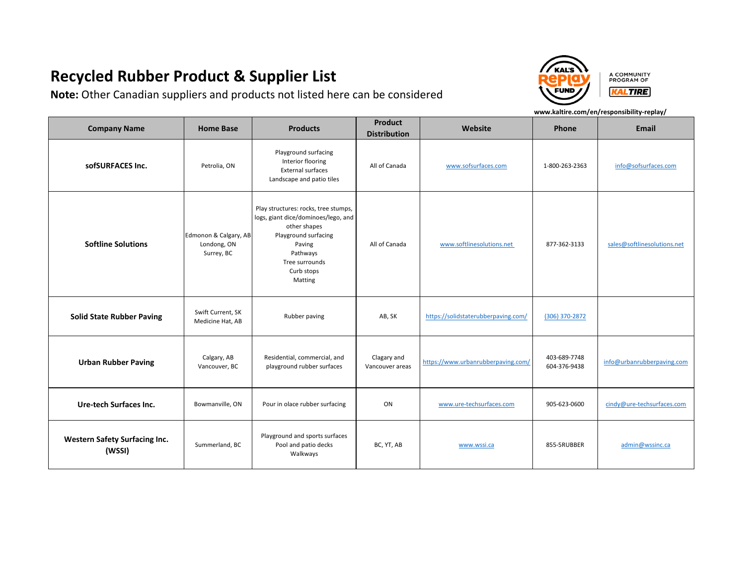# Recycled Rubber Product & Supplier List

**Note:** Other Canadian suppliers and products not listed here can be considered

www.kaltire.com/en/responsibility-replay/

| Company Name | Home Base | Products | Product Distribution | Website | Phone | Email |
|---|---|---|---|---|---|---|
| **sofSURFACES Inc.** | Petrolia, ON | Playground surfacing<br>Interior flooring<br>External surfaces<br>Landscape and patio tiles | All of Canada | www.sofsurfaces.com | 1-800-263-2363 | info@sofsurfaces.com |
| **Softline Solutions** | Edmonon & Calgary, AB<br>Londong, ON<br>Surrey, BC | Play structures: rocks, tree stumps, logs, giant dice/dominoes/lego, and other shapes<br>Playground surfacing<br>Paving<br>Pathways<br>Tree surrounds<br>Curb stops<br>Matting | All of Canada | www.softlinesolutions.net | 877-362-3133 | sales@softlinesolutions.net |
| **Solid State Rubber Paving** | Swift Current, SK<br>Medicine Hat, AB | Rubber paving | AB, SK | https://solidstaterubberpaving.com/ | (306) 370-2872 | |
| **Urban Rubber Paving** | Calgary, AB<br>Vancouver, BC | Residential, commercial, and playground rubber surfaces | Clagary and Vancouver areas | https://www.urbanrubberpaving.com/ | 403-689-7748<br>604-376-9438 | info@urbanrubberpaving.com |
| **Ure-tech Surfaces Inc.** | Bowmanville, ON | Pour in olace rubber surfacing | ON | www.ure-techsurfaces.com | 905-623-0600 | cindy@ure-techsurfaces.com |
| **Western Safety Surfacing Inc. (WSSI)** | Summerland, BC | Playground and sports surfaces<br>Pool and patio decks<br>Walkways | BC, YT, AB | www.wssi.ca | 855-5RUBBER | admin@wssinc.ca |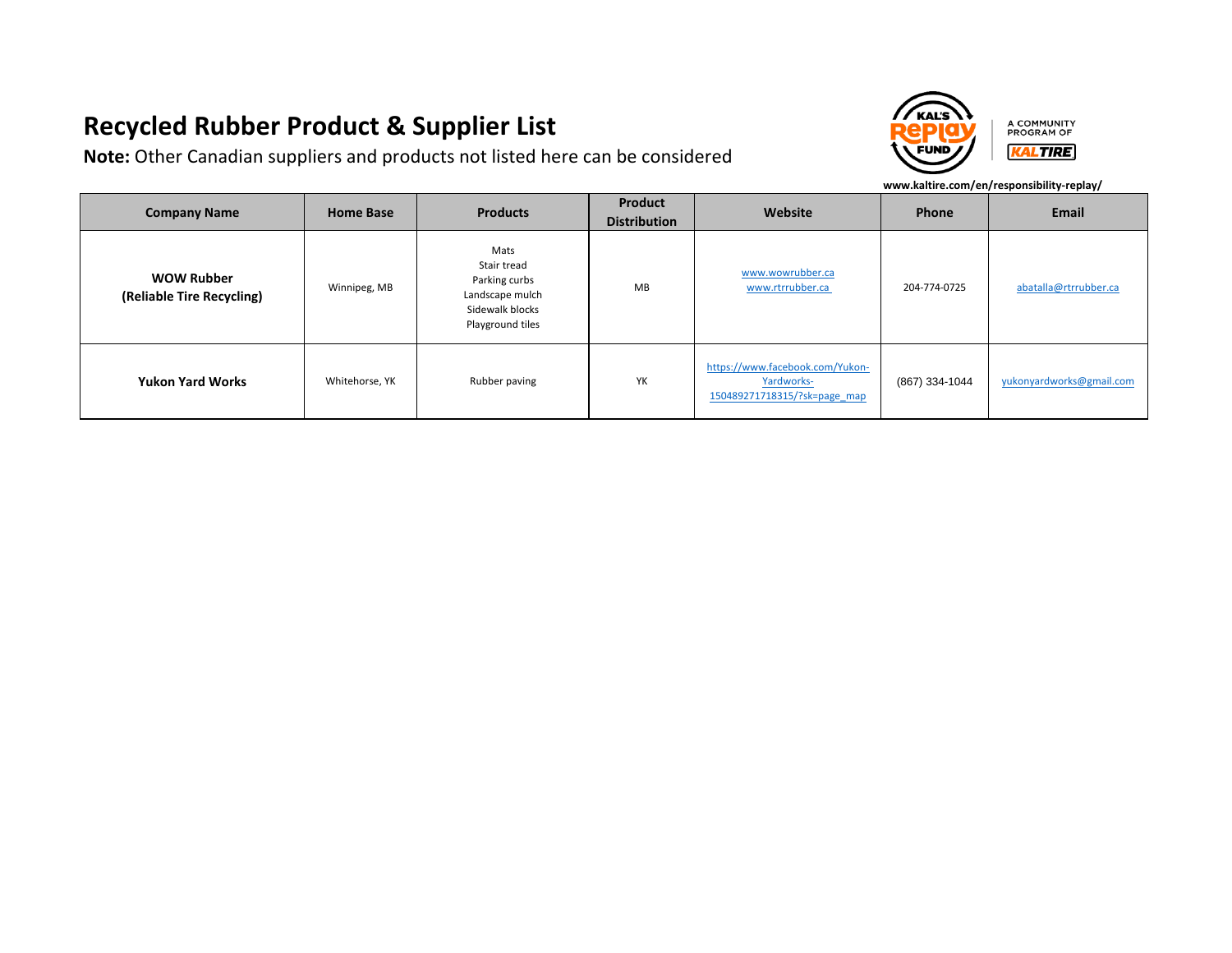# Recycled Rubber Product & Supplier List

**Note:** Other Canadian suppliers and products not listed here can be considered

KAL'S REPLAY FUND — A COMMUNITY PROGRAM OF KALTIRE

**www.kaltire.com/en/responsibility-replay/**

| Company Name | Home Base | Products | Product Distribution | Website | Phone | Email |
|---|---|---|---|---|---|---|
| **WOW Rubber (Reliable Tire Recycling)** | Winnipeg, MB | Mats<br>Stair tread<br>Parking curbs<br>Landscape mulch<br>Sidewalk blocks<br>Playground tiles | MB | www.wowrubber.ca<br>www.rtrrubber.ca | 204-774-0725 | abatalla@rtrrubber.ca |
| **Yukon Yard Works** | Whitehorse, YK | Rubber paving | YK | https://www.facebook.com/Yukon-Yardworks-150489271718315/?sk=page_map | (867) 334-1044 | yukonyardworks@gmail.com |